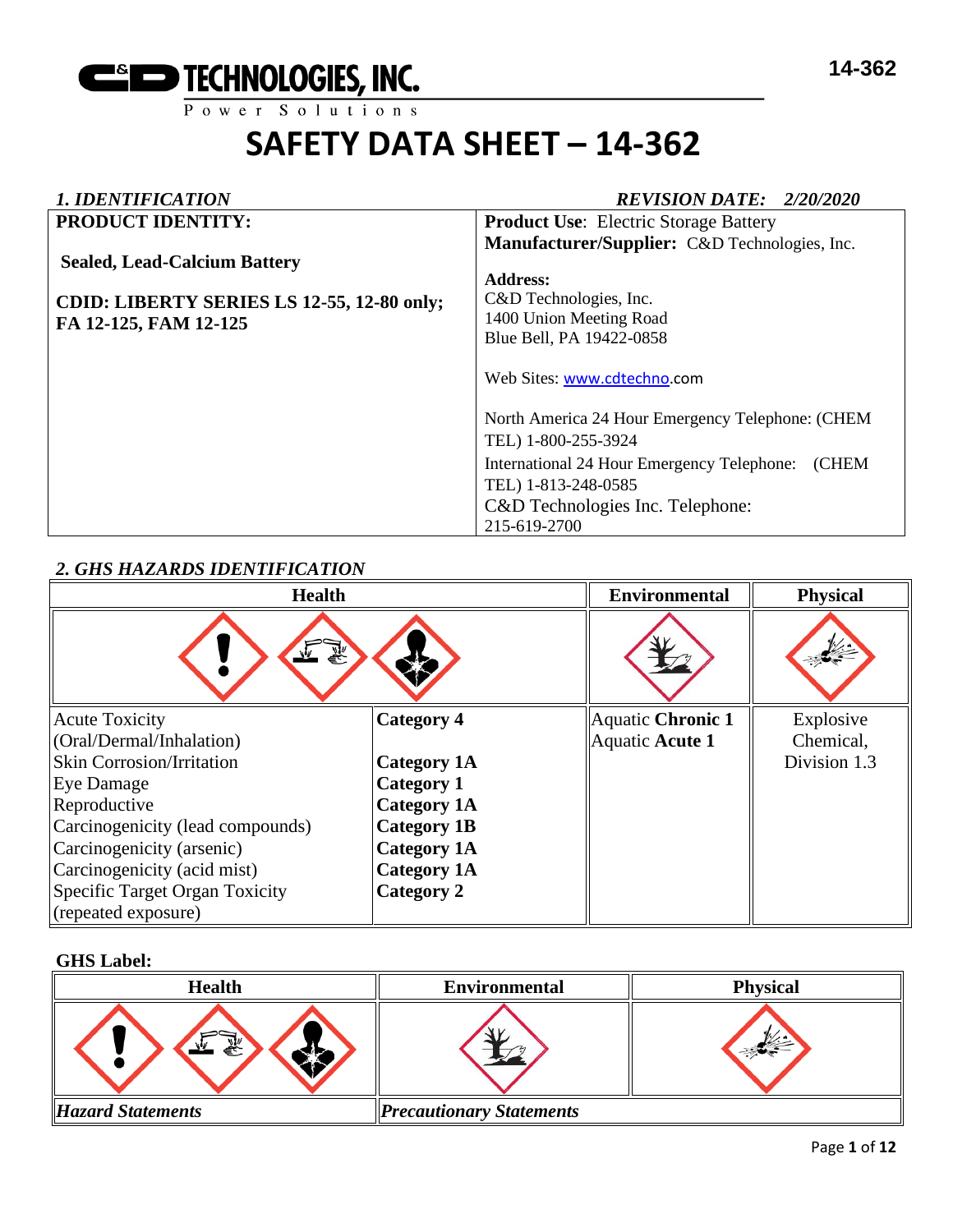C&D TECHNOLOGIES, INC.
Power Solutions

# SAFETY DATA SHEET – 14-362

## *1. IDENTIFICATION* 

***REVISION DATE: 2/20/2020***

| **PRODUCT IDENTITY:** | **Product Use**: Electric Storage Battery |
|---|---|
| **Sealed, Lead-Calcium Battery** | **Manufacturer/Supplier:** C&D Technologies, Inc. |
| **CDID: LIBERTY SERIES LS 12-55, 12-80 only; FA 12-125, FAM 12-125** | **Address:** C&D Technologies, Inc. 1400 Union Meeting Road Blue Bell, PA 19422-0858 |
| | Web Sites: www.cdtechno.com |
| | North America 24 Hour Emergency Telephone: (CHEM TEL) 1-800-255-3924 |
| | International 24 Hour Emergency Telephone: (CHEM TEL) 1-813-248-0585 |
| | C&D Technologies Inc. Telephone: 215-619-2700 |

## *2. GHS HAZARDS IDENTIFICATION*

| Health | | Environmental | Physical |
|---|---|---|---|
| Acute Toxicity (Oral/Dermal/Inhalation) | **Category 4** | Aquatic **Chronic 1** | Explosive Chemical, Division 1.3 |
| Skin Corrosion/Irritation | **Category 1A** | Aquatic **Acute 1** | |
| Eye Damage | **Category 1** | | |
| Reproductive | **Category 1A** | | |
| Carcinogenicity (lead compounds) | **Category 1B** | | |
| Carcinogenicity (arsenic) | **Category 1A** | | |
| Carcinogenicity (acid mist) | **Category 1A** | | |
| Specific Target Organ Toxicity (repeated exposure) | **Category 2** | | |

**GHS Label:**

| Health | Environmental | Physical |
|---|---|---|
| ***Hazard Statements*** | ***Precautionary Statements*** | |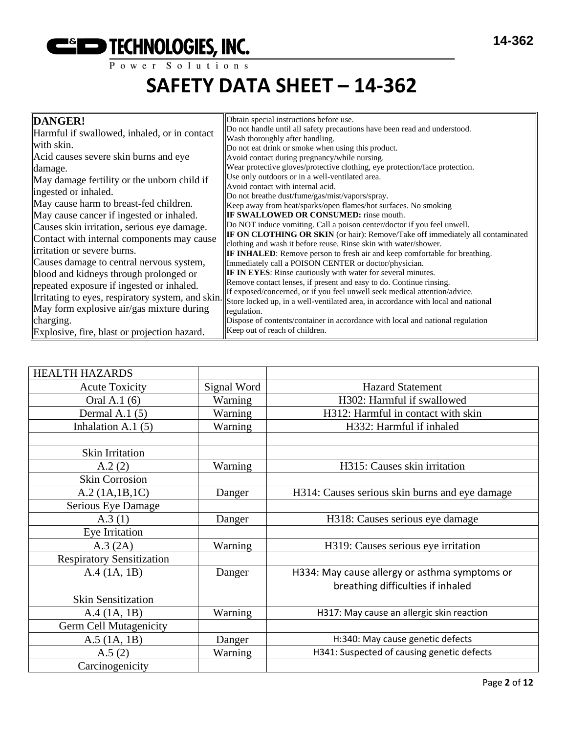**C&D TECHNOLOGIES, INC.**
Power Solutions

# SAFETY DATA SHEET – 14-362

| **DANGER!**<br>Harmful if swallowed, inhaled, or in contact with skin.<br>Acid causes severe skin burns and eye damage.<br>May damage fertility or the unborn child if ingested or inhaled.<br>May cause harm to breast-fed children.<br>May cause cancer if ingested or inhaled.<br>Causes skin irritation, serious eye damage.<br>Contact with internal components may cause irritation or severe burns.<br>Causes damage to central nervous system, blood and kidneys through prolonged or repeated exposure if ingested or inhaled.<br>Irritating to eyes, respiratory system, and skin.<br>May form explosive air/gas mixture during charging.<br>Explosive, fire, blast or projection hazard. | Obtain special instructions before use.<br>Do not handle until all safety precautions have been read and understood.<br>Wash thoroughly after handling.<br>Do not eat drink or smoke when using this product.<br>Avoid contact during pregnancy/while nursing.<br>Wear protective gloves/protective clothing, eye protection/face protection.<br>Use only outdoors or in a well-ventilated area.<br>Avoid contact with internal acid.<br>Do not breathe dust/fume/gas/mist/vapors/spray.<br>Keep away from heat/sparks/open flames/hot surfaces. No smoking<br>**IF SWALLOWED OR CONSUMED:** rinse mouth.<br>Do NOT induce vomiting. Call a poison center/doctor if you feel unwell.<br>**IF ON CLOTHING OR SKIN** (or hair): Remove/Take off immediately all contaminated clothing and wash it before reuse. Rinse skin with water/shower.<br>**IF INHALED**: Remove person to fresh air and keep comfortable for breathing.<br>Immediately call a POISON CENTER or doctor/physician.<br>**IF IN EYES**: Rinse cautiously with water for several minutes.<br>Remove contact lenses, if present and easy to do. Continue rinsing.<br>If exposed/concerned, or if you feel unwell seek medical attention/advice.<br>Store locked up, in a well-ventilated area, in accordance with local and national regulation.<br>Dispose of contents/container in accordance with local and national regulation<br>Keep out of reach of children. |
|---|---|

| HEALTH HAZARDS | | |
|---|---|---|
| Acute Toxicity | Signal Word | Hazard Statement |
| Oral A.1 (6) | Warning | H302: Harmful if swallowed |
| Dermal A.1 (5) | Warning | H312: Harmful in contact with skin |
| Inhalation A.1 (5) | Warning | H332: Harmful if inhaled |
| | | |
| Skin Irritation | | |
| A.2 (2) | Warning | H315: Causes skin irritation |
| Skin Corrosion | | |
| A.2 (1A,1B,1C) | Danger | H314: Causes serious skin burns and eye damage |
| Serious Eye Damage | | |
| A.3 (1) | Danger | H318: Causes serious eye damage |
| Eye Irritation | | |
| A.3 (2A) | Warning | H319: Causes serious eye irritation |
| Respiratory Sensitization | | |
| A.4 (1A, 1B) | Danger | H334: May cause allergy or asthma symptoms or breathing difficulties if inhaled |
| Skin Sensitization | | |
| A.4 (1A, 1B) | Warning | H317: May cause an allergic skin reaction |
| Germ Cell Mutagenicity | | |
| A.5 (1A, 1B) | Danger | H:340: May cause genetic defects |
| A.5 (2) | Warning | H341: Suspected of causing genetic defects |
| Carcinogenicity | | |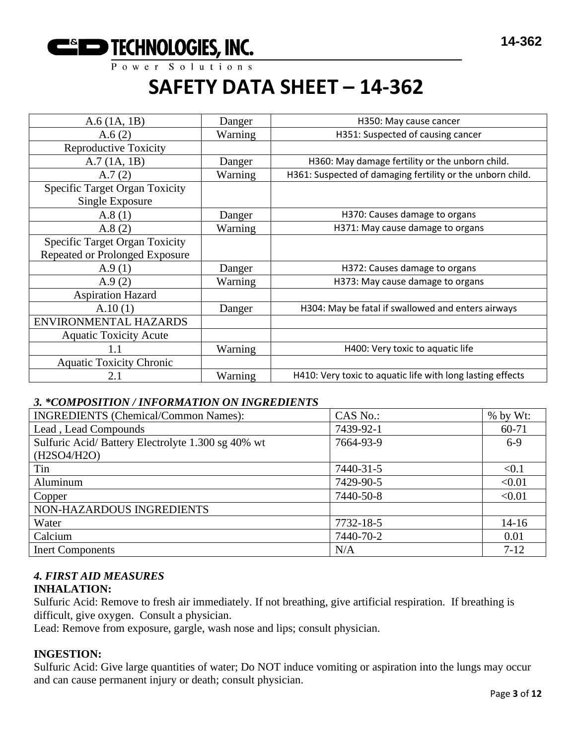# SAFETY DATA SHEET – 14-362

| | | |
|---|---|---|
| A.6 (1A, 1B) | Danger | H350: May cause cancer |
| A.6 (2) | Warning | H351: Suspected of causing cancer |
| Reproductive Toxicity | | |
| A.7 (1A, 1B) | Danger | H360: May damage fertility or the unborn child. |
| A.7 (2) | Warning | H361: Suspected of damaging fertility or the unborn child. |
| Specific Target Organ Toxicity Single Exposure | | |
| A.8 (1) | Danger | H370: Causes damage to organs |
| A.8 (2) | Warning | H371: May cause damage to organs |
| Specific Target Organ Toxicity Repeated or Prolonged Exposure | | |
| A.9 (1) | Danger | H372: Causes damage to organs |
| A.9 (2) | Warning | H373: May cause damage to organs |
| Aspiration Hazard | | |
| A.10 (1) | Danger | H304: May be fatal if swallowed and enters airways |
| ENVIRONMENTAL HAZARDS | | |
| Aquatic Toxicity Acute | | |
| 1.1 | Warning | H400: Very toxic to aquatic life |
| Aquatic Toxicity Chronic | | |
| 2.1 | Warning | H410: Very toxic to aquatic life with long lasting effects |

### *3. \*COMPOSITION / INFORMATION ON INGREDIENTS*

| INGREDIENTS (Chemical/Common Names): | CAS No.: | % by Wt: |
|---|---|---|
| Lead , Lead Compounds | 7439-92-1 | 60-71 |
| Sulfuric Acid/ Battery Electrolyte 1.300 sg 40% wt ($H_2SO_4/H_2O$) | 7664-93-9 | 6-9 |
| Tin | 7440-31-5 | <0.1 |
| Aluminum | 7429-90-5 | <0.01 |
| Copper | 7440-50-8 | <0.01 |
| NON-HAZARDOUS INGREDIENTS | | |
| Water | 7732-18-5 | 14-16 |
| Calcium | 7440-70-2 | 0.01 |
| Inert Components | N/A | 7-12 |

### *4. FIRST AID MEASURES*

**INHALATION:**

Sulfuric Acid: Remove to fresh air immediately. If not breathing, give artificial respiration. If breathing is difficult, give oxygen. Consult a physician.

Lead: Remove from exposure, gargle, wash nose and lips; consult physician.

**INGESTION:**

Sulfuric Acid: Give large quantities of water; Do NOT induce vomiting or aspiration into the lungs may occur and can cause permanent injury or death; consult physician.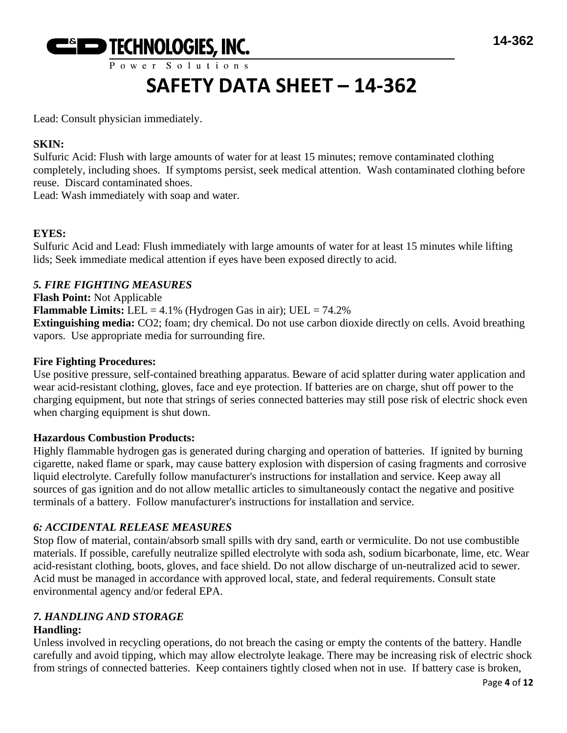Lead: Consult physician immediately.

**SKIN:**
Sulfuric Acid: Flush with large amounts of water for at least 15 minutes; remove contaminated clothing completely, including shoes. If symptoms persist, seek medical attention. Wash contaminated clothing before reuse. Discard contaminated shoes.
Lead: Wash immediately with soap and water.

**EYES:**
Sulfuric Acid and Lead: Flush immediately with large amounts of water for at least 15 minutes while lifting lids; Seek immediate medical attention if eyes have been exposed directly to acid.

### *5. FIRE FIGHTING MEASURES*

**Flash Point:** Not Applicable
**Flammable Limits:** LEL = 4.1% (Hydrogen Gas in air); UEL = 74.2%
**Extinguishing media:** $CO_2$; foam; dry chemical. Do not use carbon dioxide directly on cells. Avoid breathing vapors. Use appropriate media for surrounding fire.

**Fire Fighting Procedures:**
Use positive pressure, self-contained breathing apparatus. Beware of acid splatter during water application and wear acid-resistant clothing, gloves, face and eye protection. If batteries are on charge, shut off power to the charging equipment, but note that strings of series connected batteries may still pose risk of electric shock even when charging equipment is shut down.

**Hazardous Combustion Products:**
Highly flammable hydrogen gas is generated during charging and operation of batteries. If ignited by burning cigarette, naked flame or spark, may cause battery explosion with dispersion of casing fragments and corrosive liquid electrolyte. Carefully follow manufacturer's instructions for installation and service. Keep away all sources of gas ignition and do not allow metallic articles to simultaneously contact the negative and positive terminals of a battery. Follow manufacturer's instructions for installation and service.

### *6: ACCIDENTAL RELEASE MEASURES*

Stop flow of material, contain/absorb small spills with dry sand, earth or vermiculite. Do not use combustible materials. If possible, carefully neutralize spilled electrolyte with soda ash, sodium bicarbonate, lime, etc. Wear acid-resistant clothing, boots, gloves, and face shield. Do not allow discharge of un-neutralized acid to sewer. Acid must be managed in accordance with approved local, state, and federal requirements. Consult state environmental agency and/or federal EPA.

### *7. HANDLING AND STORAGE*

**Handling:**
Unless involved in recycling operations, do not breach the casing or empty the contents of the battery. Handle carefully and avoid tipping, which may allow electrolyte leakage. There may be increasing risk of electric shock from strings of connected batteries. Keep containers tightly closed when not in use. If battery case is broken,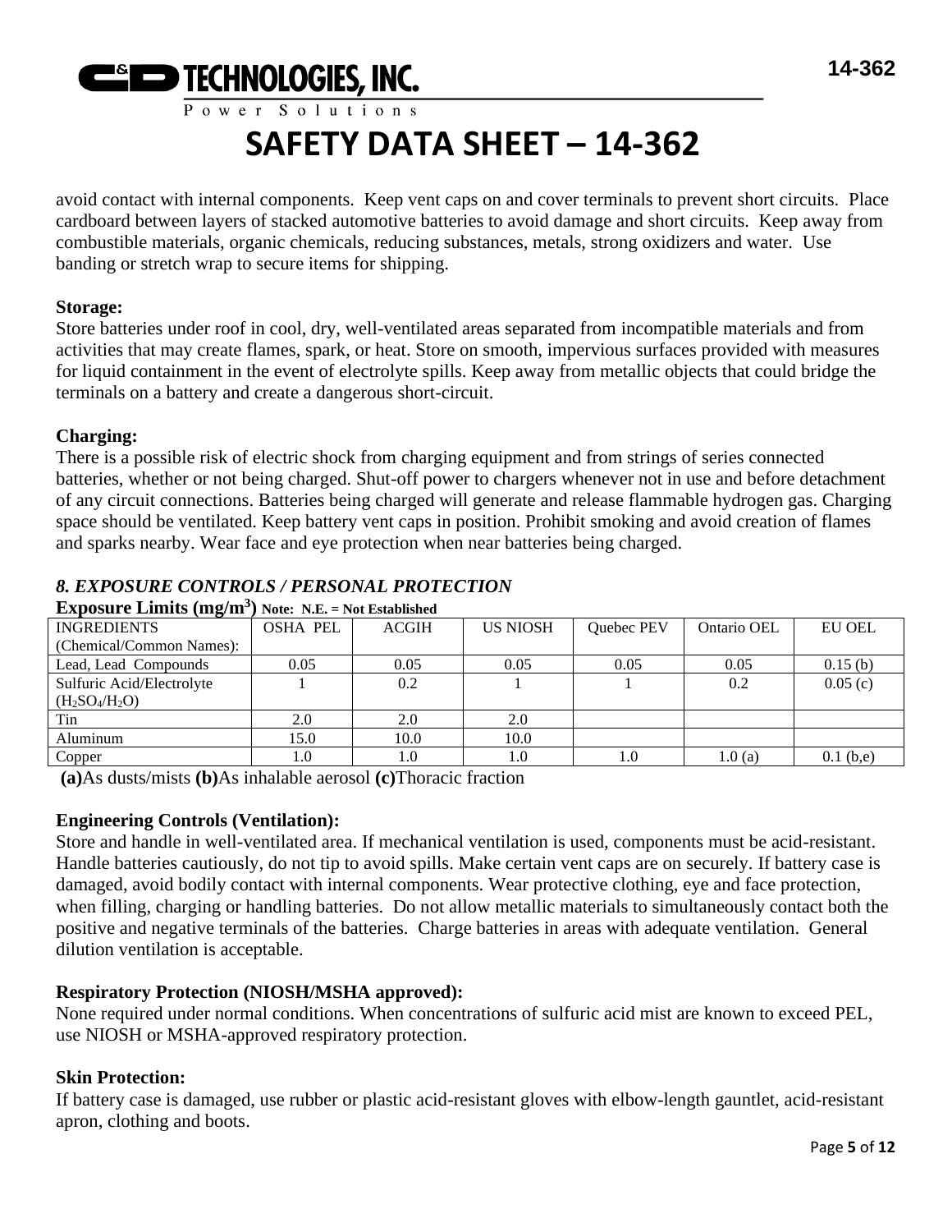avoid contact with internal components. Keep vent caps on and cover terminals to prevent short circuits. Place cardboard between layers of stacked automotive batteries to avoid damage and short circuits. Keep away from combustible materials, organic chemicals, reducing substances, metals, strong oxidizers and water. Use banding or stretch wrap to secure items for shipping.

**Storage:**
Store batteries under roof in cool, dry, well-ventilated areas separated from incompatible materials and from activities that may create flames, spark, or heat. Store on smooth, impervious surfaces provided with measures for liquid containment in the event of electrolyte spills. Keep away from metallic objects that could bridge the terminals on a battery and create a dangerous short-circuit.

**Charging:**
There is a possible risk of electric shock from charging equipment and from strings of series connected batteries, whether or not being charged. Shut-off power to chargers whenever not in use and before detachment of any circuit connections. Batteries being charged will generate and release flammable hydrogen gas. Charging space should be ventilated. Keep battery vent caps in position. Prohibit smoking and avoid creation of flames and sparks nearby. Wear face and eye protection when near batteries being charged.

## *8. EXPOSURE CONTROLS / PERSONAL PROTECTION*

**Exposure Limits ($mg/m^3$)** Note: N.E. = Not Established

| INGREDIENTS (Chemical/Common Names): | OSHA PEL | ACGIH | US NIOSH | Quebec PEV | Ontario OEL | EU OEL |
|---|---|---|---|---|---|---|
| Lead, Lead Compounds | 0.05 | 0.05 | 0.05 | 0.05 | 0.05 | 0.15 (b) |
| Sulfuric Acid/Electrolyte ($H_2SO_4/H_2O$) | 1 | 0.2 | 1 | 1 | 0.2 | 0.05 (c) |
| Tin | 2.0 | 2.0 | 2.0 | | | |
| Aluminum | 15.0 | 10.0 | 10.0 | | | |
| Copper | 1.0 | 1.0 | 1.0 | 1.0 | 1.0 (a) | 0.1 (b,e) |

**(a)**As dusts/mists **(b)**As inhalable aerosol **(c)**Thoracic fraction

**Engineering Controls (Ventilation):**
Store and handle in well-ventilated area. If mechanical ventilation is used, components must be acid-resistant. Handle batteries cautiously, do not tip to avoid spills. Make certain vent caps are on securely. If battery case is damaged, avoid bodily contact with internal components. Wear protective clothing, eye and face protection, when filling, charging or handling batteries. Do not allow metallic materials to simultaneously contact both the positive and negative terminals of the batteries. Charge batteries in areas with adequate ventilation. General dilution ventilation is acceptable.

**Respiratory Protection (NIOSH/MSHA approved):**
None required under normal conditions. When concentrations of sulfuric acid mist are known to exceed PEL, use NIOSH or MSHA-approved respiratory protection.

**Skin Protection:**
If battery case is damaged, use rubber or plastic acid-resistant gloves with elbow-length gauntlet, acid-resistant apron, clothing and boots.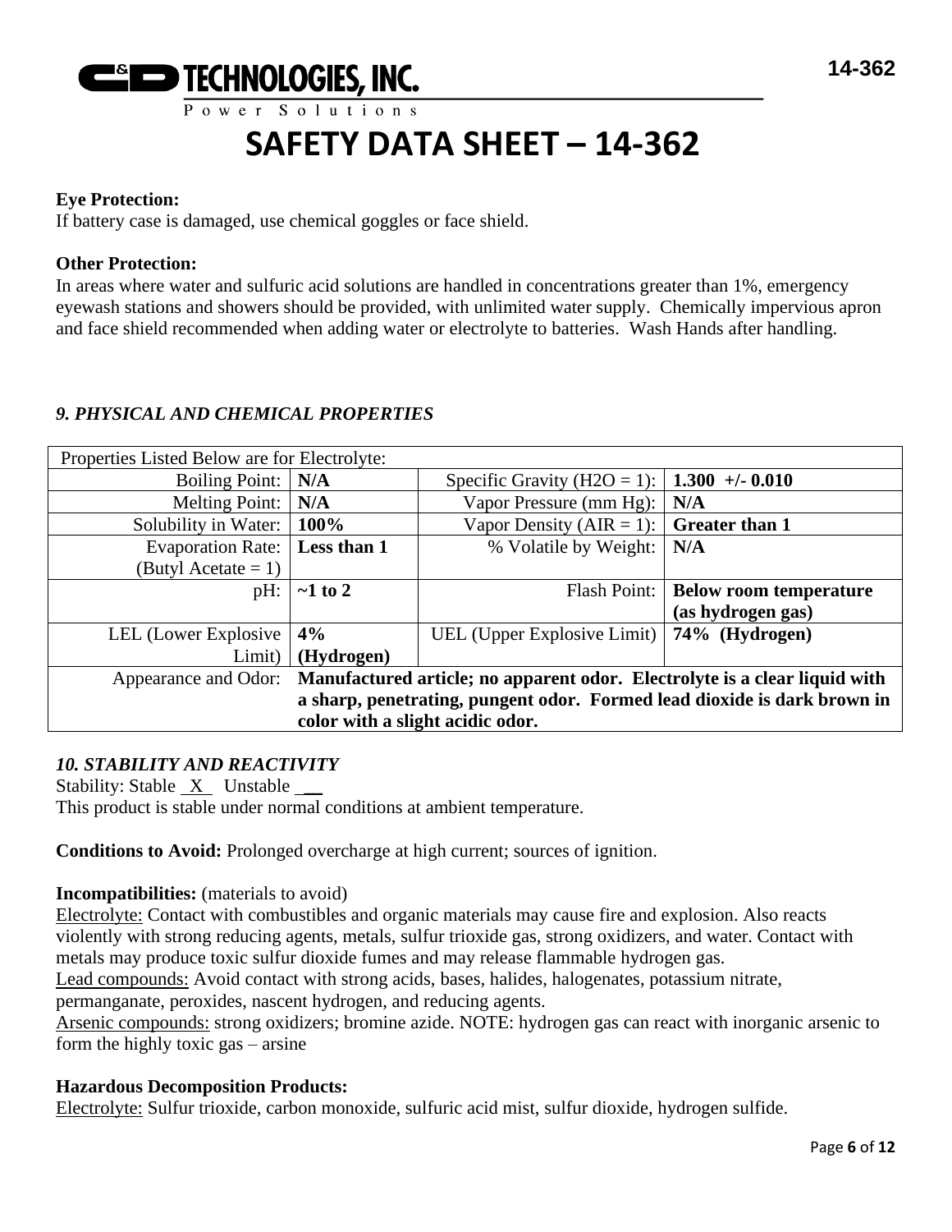**Eye Protection:**
If battery case is damaged, use chemical goggles or face shield.

**Other Protection:**
In areas where water and sulfuric acid solutions are handled in concentrations greater than 1%, emergency eyewash stations and showers should be provided, with unlimited water supply. Chemically impervious apron and face shield recommended when adding water or electrolyte to batteries. Wash Hands after handling.

### *9. PHYSICAL AND CHEMICAL PROPERTIES*

| Properties Listed Below are for Electrolyte: | | | |
|---|---|---|---|
| Boiling Point: | **N/A** | Specific Gravity ($H_2O$ = 1): | **1.300 +/- 0.010** |
| Melting Point: | **N/A** | Vapor Pressure (mm Hg): | **N/A** |
| Solubility in Water: | **100%** | Vapor Density (AIR = 1): | **Greater than 1** |
| Evaporation Rate: (Butyl Acetate = 1) | **Less than 1** | % Volatile by Weight: | **N/A** |
| pH: | **~1 to 2** | Flash Point: | **Below room temperature (as hydrogen gas)** |
| LEL (Lower Explosive Limit) | **4% (Hydrogen)** | UEL (Upper Explosive Limit) | **74% (Hydrogen)** |
| Appearance and Odor: | **Manufactured article; no apparent odor. Electrolyte is a clear liquid with a sharp, penetrating, pungent odor. Formed lead dioxide is dark brown in color with a slight acidic odor.** | | |

### *10. STABILITY AND REACTIVITY*

Stability: Stable \_X\_ Unstable \_\_
This product is stable under normal conditions at ambient temperature.

**Conditions to Avoid:** Prolonged overcharge at high current; sources of ignition.

**Incompatibilities:** (materials to avoid)
Electrolyte: Contact with combustibles and organic materials may cause fire and explosion. Also reacts violently with strong reducing agents, metals, sulfur trioxide gas, strong oxidizers, and water. Contact with metals may produce toxic sulfur dioxide fumes and may release flammable hydrogen gas.
Lead compounds: Avoid contact with strong acids, bases, halides, halogenates, potassium nitrate, permanganate, peroxides, nascent hydrogen, and reducing agents.
Arsenic compounds: strong oxidizers; bromine azide. NOTE: hydrogen gas can react with inorganic arsenic to form the highly toxic gas – arsine

**Hazardous Decomposition Products:**
Electrolyte: Sulfur trioxide, carbon monoxide, sulfuric acid mist, sulfur dioxide, hydrogen sulfide.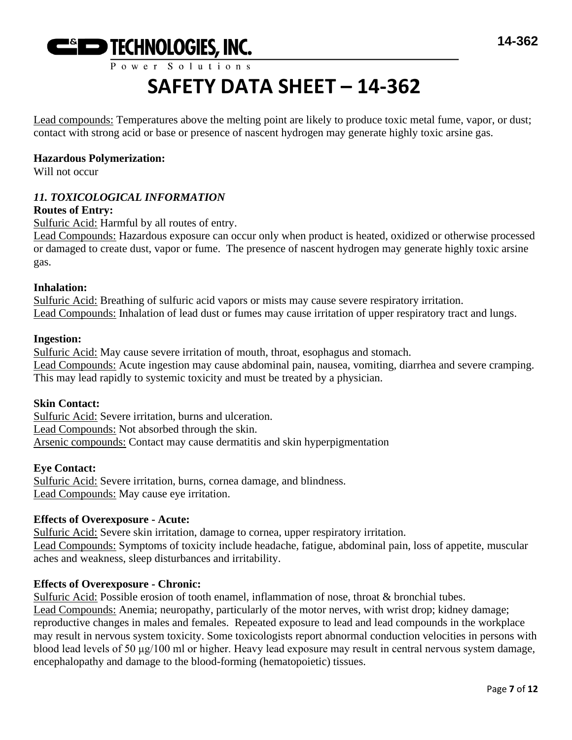Lead compounds: Temperatures above the melting point are likely to produce toxic metal fume, vapor, or dust; contact with strong acid or base or presence of nascent hydrogen may generate highly toxic arsine gas.

**Hazardous Polymerization:**
Will not occur

### *11. TOXICOLOGICAL INFORMATION*

**Routes of Entry:**
Sulfuric Acid: Harmful by all routes of entry.
Lead Compounds: Hazardous exposure can occur only when product is heated, oxidized or otherwise processed or damaged to create dust, vapor or fume. The presence of nascent hydrogen may generate highly toxic arsine gas.

**Inhalation:**
Sulfuric Acid: Breathing of sulfuric acid vapors or mists may cause severe respiratory irritation.
Lead Compounds: Inhalation of lead dust or fumes may cause irritation of upper respiratory tract and lungs.

**Ingestion:**
Sulfuric Acid: May cause severe irritation of mouth, throat, esophagus and stomach.
Lead Compounds: Acute ingestion may cause abdominal pain, nausea, vomiting, diarrhea and severe cramping. This may lead rapidly to systemic toxicity and must be treated by a physician.

**Skin Contact:**
Sulfuric Acid: Severe irritation, burns and ulceration.
Lead Compounds: Not absorbed through the skin.
Arsenic compounds: Contact may cause dermatitis and skin hyperpigmentation

**Eye Contact:**
Sulfuric Acid: Severe irritation, burns, cornea damage, and blindness.
Lead Compounds: May cause eye irritation.

**Effects of Overexposure - Acute:**
Sulfuric Acid: Severe skin irritation, damage to cornea, upper respiratory irritation.
Lead Compounds: Symptoms of toxicity include headache, fatigue, abdominal pain, loss of appetite, muscular aches and weakness, sleep disturbances and irritability.

**Effects of Overexposure - Chronic:**
Sulfuric Acid: Possible erosion of tooth enamel, inflammation of nose, throat & bronchial tubes.
Lead Compounds: Anemia; neuropathy, particularly of the motor nerves, with wrist drop; kidney damage; reproductive changes in males and females. Repeated exposure to lead and lead compounds in the workplace may result in nervous system toxicity. Some toxicologists report abnormal conduction velocities in persons with blood lead levels of 50 μg/100 ml or higher. Heavy lead exposure may result in central nervous system damage, encephalopathy and damage to the blood-forming (hematopoietic) tissues.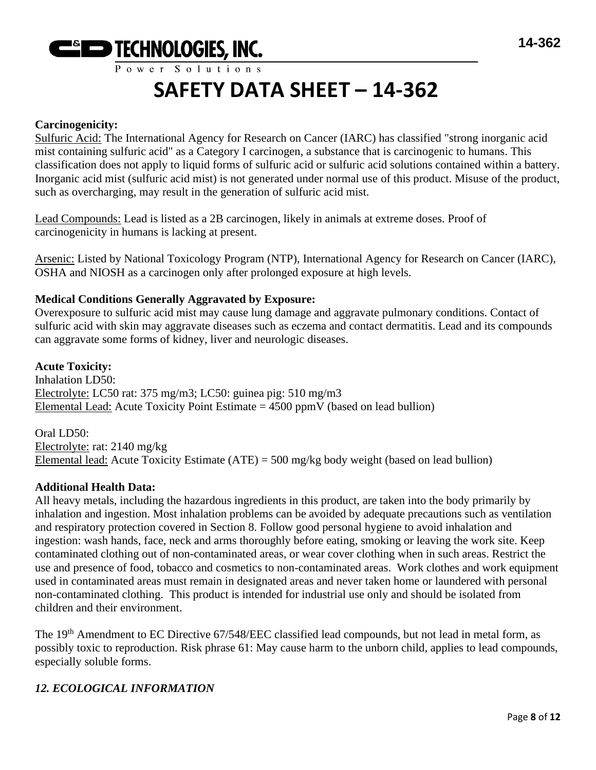# SAFETY DATA SHEET – 14-362

**Carcinogenicity:**

Sulfuric Acid: The International Agency for Research on Cancer (IARC) has classified "strong inorganic acid mist containing sulfuric acid" as a Category I carcinogen, a substance that is carcinogenic to humans. This classification does not apply to liquid forms of sulfuric acid or sulfuric acid solutions contained within a battery. Inorganic acid mist (sulfuric acid mist) is not generated under normal use of this product. Misuse of the product, such as overcharging, may result in the generation of sulfuric acid mist.

Lead Compounds: Lead is listed as a 2B carcinogen, likely in animals at extreme doses. Proof of carcinogenicity in humans is lacking at present.

Arsenic: Listed by National Toxicology Program (NTP), International Agency for Research on Cancer (IARC), OSHA and NIOSH as a carcinogen only after prolonged exposure at high levels.

**Medical Conditions Generally Aggravated by Exposure:**

Overexposure to sulfuric acid mist may cause lung damage and aggravate pulmonary conditions. Contact of sulfuric acid with skin may aggravate diseases such as eczema and contact dermatitis. Lead and its compounds can aggravate some forms of kidney, liver and neurologic diseases.

**Acute Toxicity:**

Inhalation LD50:
Electrolyte: LC50 rat: 375 mg/m3; LC50: guinea pig: 510 mg/m3
Elemental Lead: Acute Toxicity Point Estimate = 4500 ppmV (based on lead bullion)

Oral LD50:
Electrolyte: rat: 2140 mg/kg
Elemental lead: Acute Toxicity Estimate (ATE) = 500 mg/kg body weight (based on lead bullion)

**Additional Health Data:**

All heavy metals, including the hazardous ingredients in this product, are taken into the body primarily by inhalation and ingestion. Most inhalation problems can be avoided by adequate precautions such as ventilation and respiratory protection covered in Section 8. Follow good personal hygiene to avoid inhalation and ingestion: wash hands, face, neck and arms thoroughly before eating, smoking or leaving the work site. Keep contaminated clothing out of non-contaminated areas, or wear cover clothing when in such areas. Restrict the use and presence of food, tobacco and cosmetics to non-contaminated areas. Work clothes and work equipment used in contaminated areas must remain in designated areas and never taken home or laundered with personal non-contaminated clothing. This product is intended for industrial use only and should be isolated from children and their environment.

The 19th Amendment to EC Directive 67/548/EEC classified lead compounds, but not lead in metal form, as possibly toxic to reproduction. Risk phrase 61: May cause harm to the unborn child, applies to lead compounds, especially soluble forms.

## *12. ECOLOGICAL INFORMATION*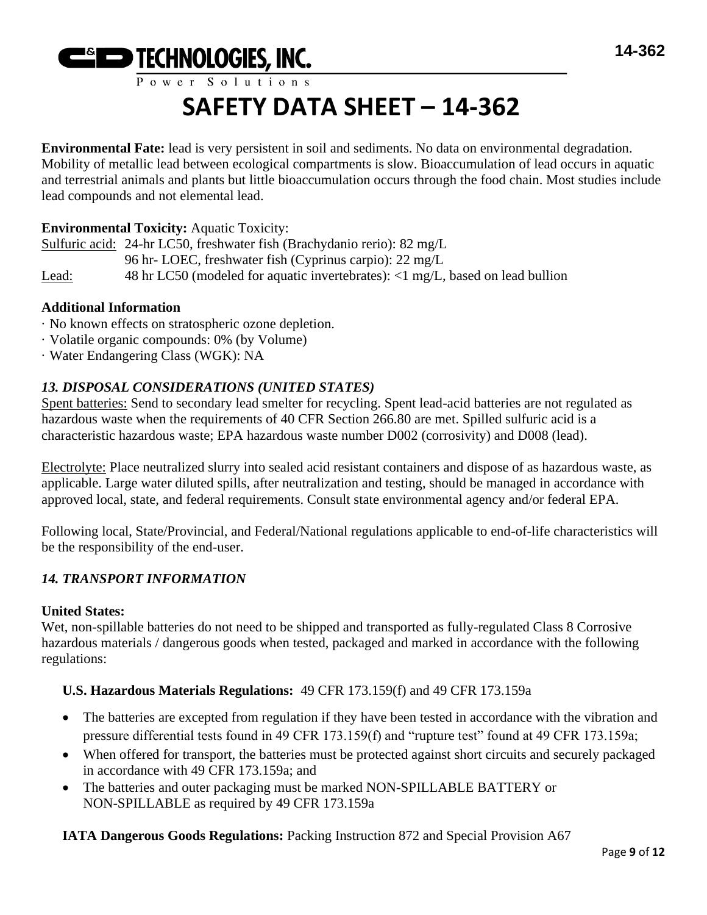**Environmental Fate:** lead is very persistent in soil and sediments. No data on environmental degradation. Mobility of metallic lead between ecological compartments is slow. Bioaccumulation of lead occurs in aquatic and terrestrial animals and plants but little bioaccumulation occurs through the food chain. Most studies include lead compounds and not elemental lead.

**Environmental Toxicity:** Aquatic Toxicity:

| | |
|---|---|
| Sulfuric acid: | 24-hr LC50, freshwater fish (Brachydanio rerio): 82 mg/L |
| | 96 hr- LOEC, freshwater fish (Cyprinus carpio): 22 mg/L |
| Lead: | 48 hr LC50 (modeled for aquatic invertebrates): <1 mg/L, based on lead bullion |

**Additional Information**

· No known effects on stratospheric ozone depletion.
· Volatile organic compounds: 0% (by Volume)
· Water Endangering Class (WGK): NA

### *13. DISPOSAL CONSIDERATIONS (UNITED STATES)*

Spent batteries: Send to secondary lead smelter for recycling. Spent lead-acid batteries are not regulated as hazardous waste when the requirements of 40 CFR Section 266.80 are met. Spilled sulfuric acid is a characteristic hazardous waste; EPA hazardous waste number D002 (corrosivity) and D008 (lead).

Electrolyte: Place neutralized slurry into sealed acid resistant containers and dispose of as hazardous waste, as applicable. Large water diluted spills, after neutralization and testing, should be managed in accordance with approved local, state, and federal requirements. Consult state environmental agency and/or federal EPA.

Following local, State/Provincial, and Federal/National regulations applicable to end-of-life characteristics will be the responsibility of the end-user.

### *14. TRANSPORT INFORMATION*

**United States:**

Wet, non-spillable batteries do not need to be shipped and transported as fully-regulated Class 8 Corrosive hazardous materials / dangerous goods when tested, packaged and marked in accordance with the following regulations:

**U.S. Hazardous Materials Regulations:** 49 CFR 173.159(f) and 49 CFR 173.159a

- The batteries are excepted from regulation if they have been tested in accordance with the vibration and pressure differential tests found in 49 CFR 173.159(f) and "rupture test" found at 49 CFR 173.159a;
- When offered for transport, the batteries must be protected against short circuits and securely packaged in accordance with 49 CFR 173.159a; and
- The batteries and outer packaging must be marked NON-SPILLABLE BATTERY or NON-SPILLABLE as required by 49 CFR 173.159a

**IATA Dangerous Goods Regulations:** Packing Instruction 872 and Special Provision A67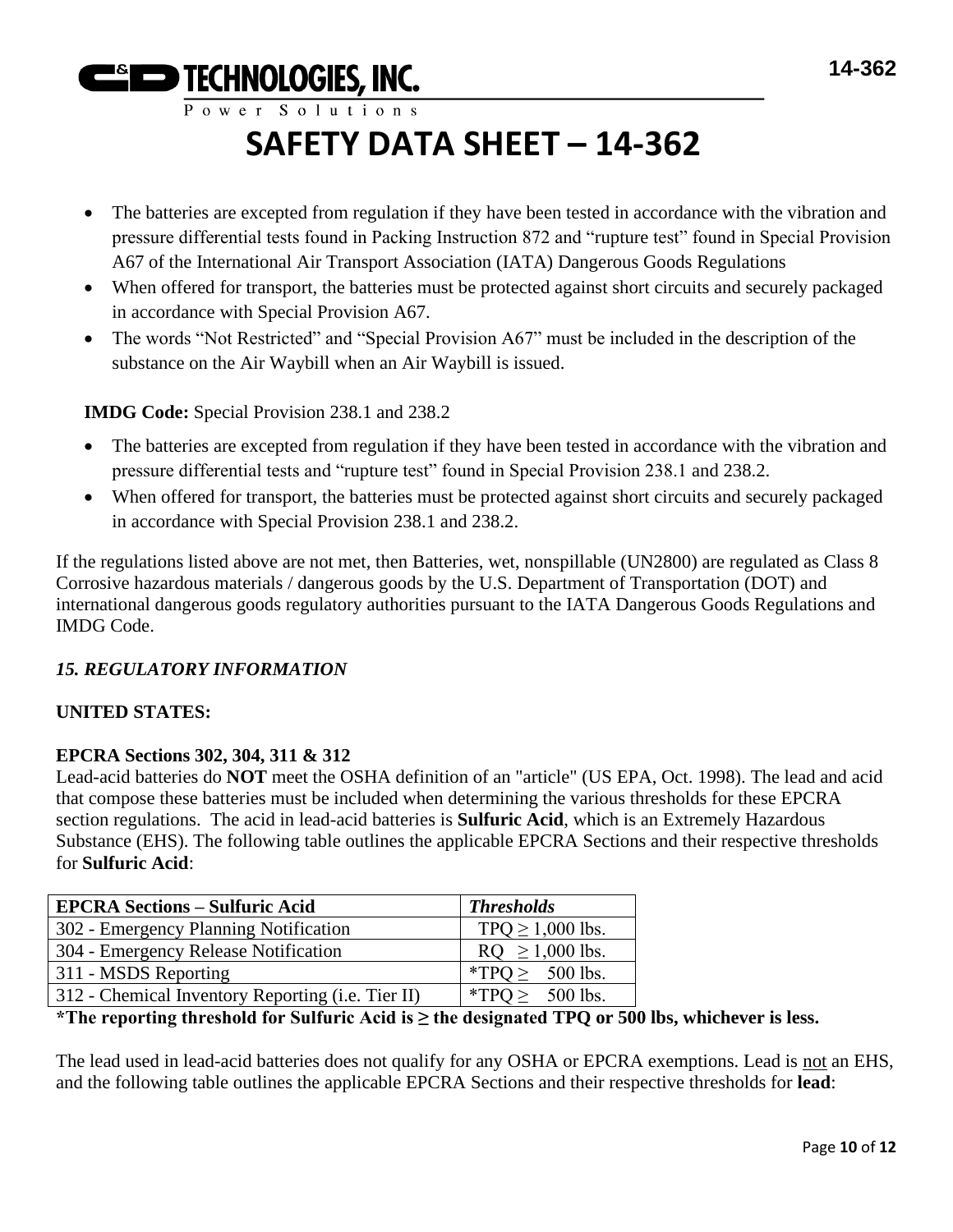- The batteries are excepted from regulation if they have been tested in accordance with the vibration and pressure differential tests found in Packing Instruction 872 and "rupture test" found in Special Provision A67 of the International Air Transport Association (IATA) Dangerous Goods Regulations
- When offered for transport, the batteries must be protected against short circuits and securely packaged in accordance with Special Provision A67.
- The words "Not Restricted" and "Special Provision A67" must be included in the description of the substance on the Air Waybill when an Air Waybill is issued.

**IMDG Code:** Special Provision 238.1 and 238.2

- The batteries are excepted from regulation if they have been tested in accordance with the vibration and pressure differential tests and "rupture test" found in Special Provision 238.1 and 238.2.
- When offered for transport, the batteries must be protected against short circuits and securely packaged in accordance with Special Provision 238.1 and 238.2.

If the regulations listed above are not met, then Batteries, wet, nonspillable (UN2800) are regulated as Class 8 Corrosive hazardous materials / dangerous goods by the U.S. Department of Transportation (DOT) and international dangerous goods regulatory authorities pursuant to the IATA Dangerous Goods Regulations and IMDG Code.

## *15. REGULATORY INFORMATION*

**UNITED STATES:**

**EPCRA Sections 302, 304, 311 & 312**

Lead-acid batteries do **NOT** meet the OSHA definition of an "article" (US EPA, Oct. 1998). The lead and acid that compose these batteries must be included when determining the various thresholds for these EPCRA section regulations. The acid in lead-acid batteries is **Sulfuric Acid**, which is an Extremely Hazardous Substance (EHS). The following table outlines the applicable EPCRA Sections and their respective thresholds for **Sulfuric Acid**:

| **EPCRA Sections – Sulfuric Acid** | ***Thresholds*** |
|---|---|
| 302 - Emergency Planning Notification | TPQ ≥ 1,000 lbs. |
| 304 - Emergency Release Notification | RQ ≥ 1,000 lbs. |
| 311 - MSDS Reporting | *TPQ ≥ 500 lbs. |
| 312 - Chemical Inventory Reporting (i.e. Tier II) | *TPQ ≥ 500 lbs. |

**\*The reporting threshold for Sulfuric Acid is ≥ the designated TPQ or 500 lbs, whichever is less.**

The lead used in lead-acid batteries does not qualify for any OSHA or EPCRA exemptions. Lead is <u>not</u> an EHS, and the following table outlines the applicable EPCRA Sections and their respective thresholds for **lead**: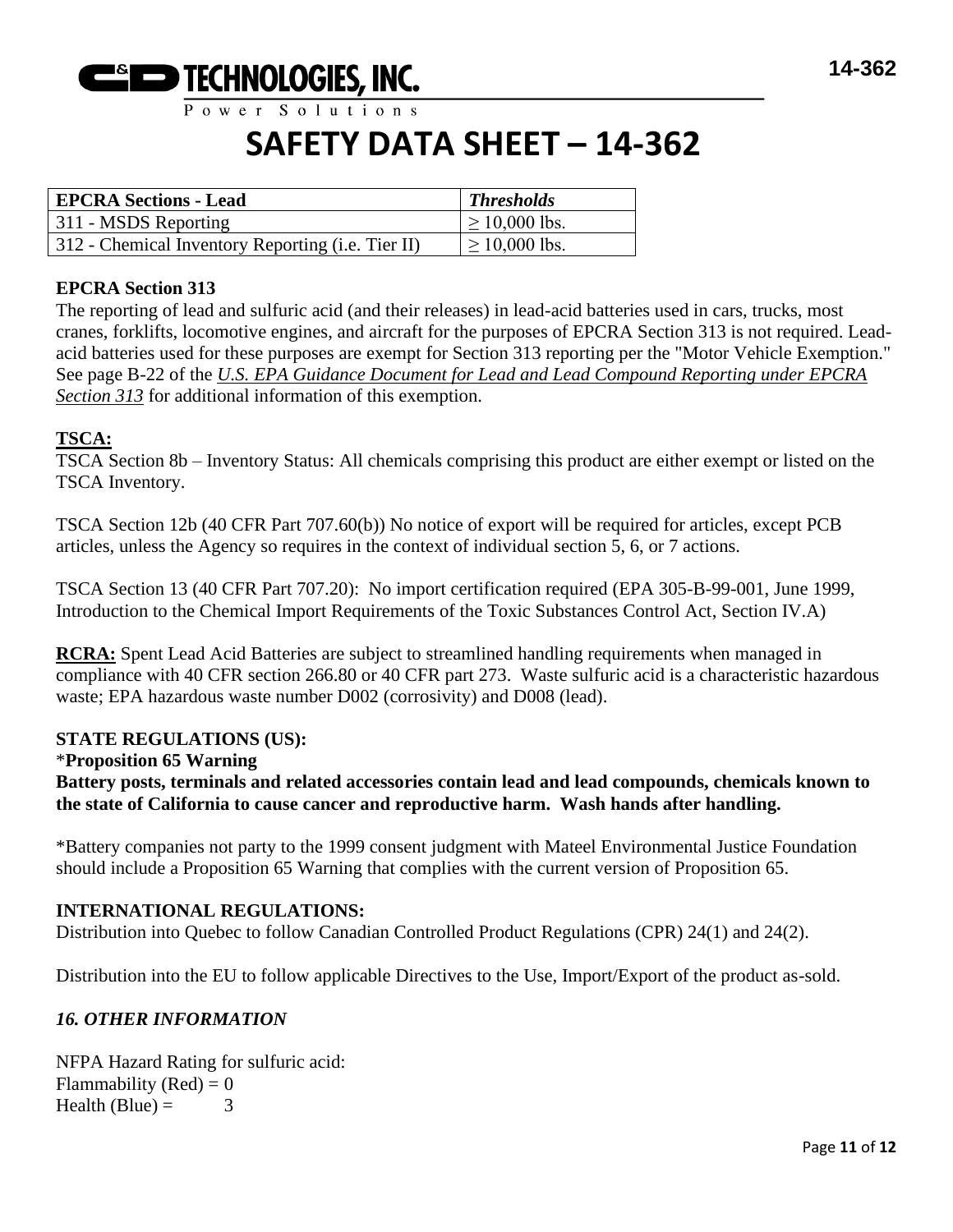| EPCRA Sections - Lead | *Thresholds* |
|---|---|
| 311 - MSDS Reporting | ≥ 10,000 lbs. |
| 312 - Chemical Inventory Reporting (i.e. Tier II) | ≥ 10,000 lbs. |

**EPCRA Section 313**

The reporting of lead and sulfuric acid (and their releases) in lead-acid batteries used in cars, trucks, most cranes, forklifts, locomotive engines, and aircraft for the purposes of EPCRA Section 313 is not required. Lead-acid batteries used for these purposes are exempt for Section 313 reporting per the "Motor Vehicle Exemption." See page B-22 of the *U.S. EPA Guidance Document for Lead and Lead Compound Reporting under EPCRA Section 313* for additional information of this exemption.

**TSCA:**

TSCA Section 8b – Inventory Status: All chemicals comprising this product are either exempt or listed on the TSCA Inventory.

TSCA Section 12b (40 CFR Part 707.60(b)) No notice of export will be required for articles, except PCB articles, unless the Agency so requires in the context of individual section 5, 6, or 7 actions.

TSCA Section 13 (40 CFR Part 707.20): No import certification required (EPA 305-B-99-001, June 1999, Introduction to the Chemical Import Requirements of the Toxic Substances Control Act, Section IV.A)

**RCRA:** Spent Lead Acid Batteries are subject to streamlined handling requirements when managed in compliance with 40 CFR section 266.80 or 40 CFR part 273. Waste sulfuric acid is a characteristic hazardous waste; EPA hazardous waste number D002 (corrosivity) and D008 (lead).

**STATE REGULATIONS (US):**

\***Proposition 65 Warning**

**Battery posts, terminals and related accessories contain lead and lead compounds, chemicals known to the state of California to cause cancer and reproductive harm. Wash hands after handling.**

\*Battery companies not party to the 1999 consent judgment with Mateel Environmental Justice Foundation should include a Proposition 65 Warning that complies with the current version of Proposition 65.

**INTERNATIONAL REGULATIONS:**

Distribution into Quebec to follow Canadian Controlled Product Regulations (CPR) 24(1) and 24(2).

Distribution into the EU to follow applicable Directives to the Use, Import/Export of the product as-sold.

## *16. OTHER INFORMATION*

NFPA Hazard Rating for sulfuric acid:
Flammability (Red) = 0
Health (Blue) = 3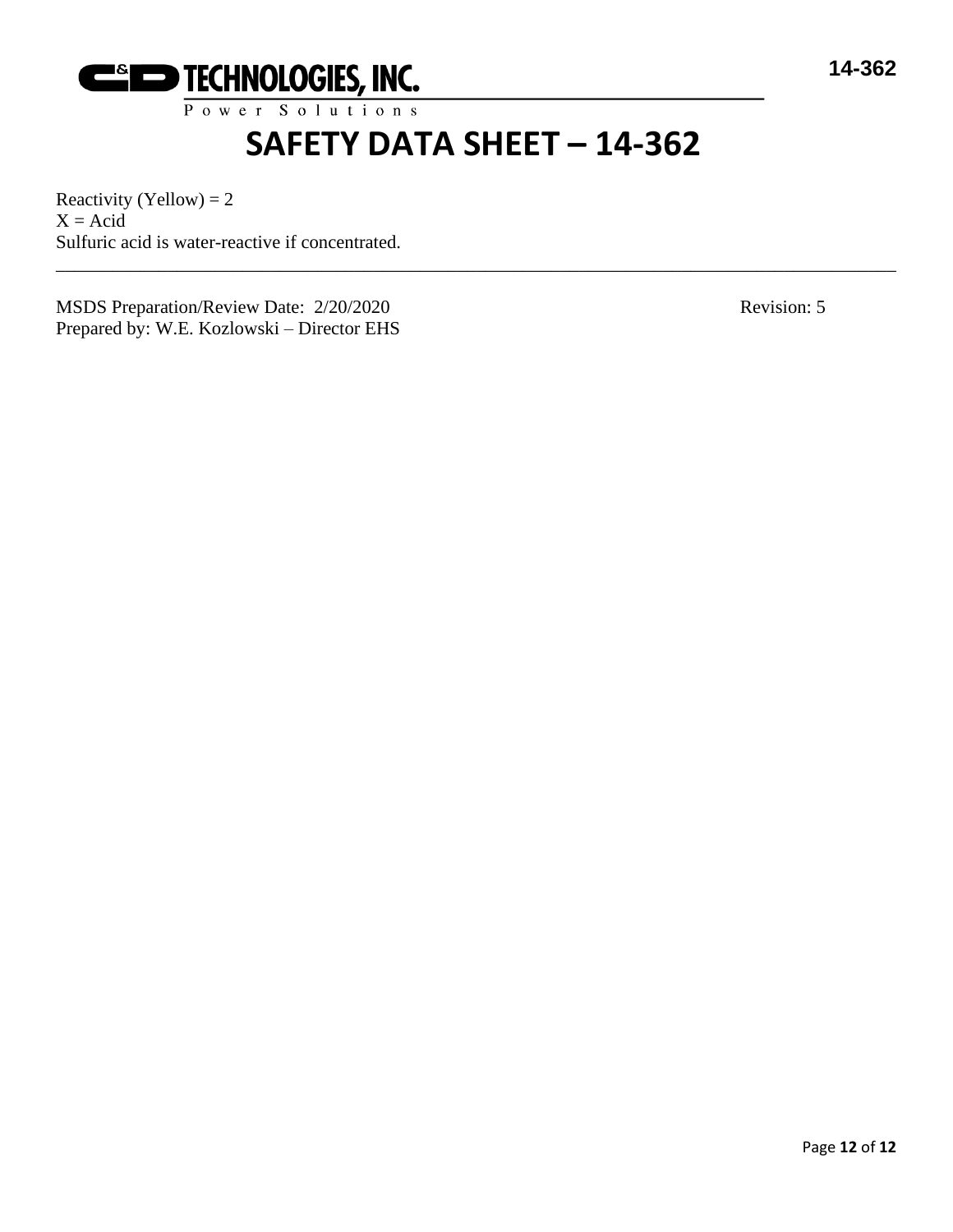Reactivity (Yellow) = 2
X = Acid
Sulfuric acid is water-reactive if concentrated.

---

MSDS Preparation/Review Date: 2/20/2020 Revision: 5
Prepared by: W.E. Kozlowski – Director EHS